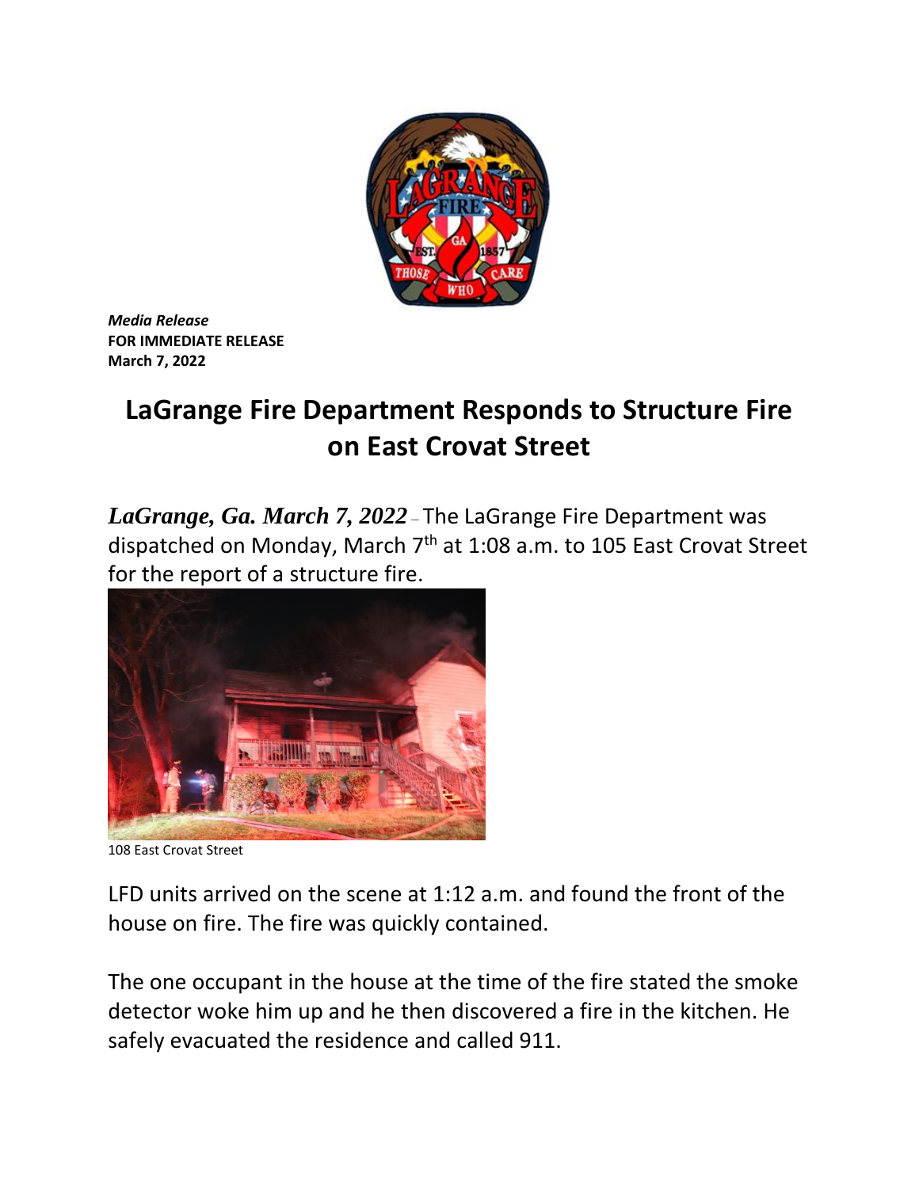*Media Release*
**FOR IMMEDIATE RELEASE**
**March 7, 2022**

# LaGrange Fire Department Responds to Structure Fire on East Crovat Street

***LaGrange, Ga. March 7, 2022*** – The LaGrange Fire Department was dispatched on Monday, March 7th at 1:08 a.m. to 105 East Crovat Street for the report of a structure fire.

108 East Crovat Street

LFD units arrived on the scene at 1:12 a.m. and found the front of the house on fire. The fire was quickly contained.

The one occupant in the house at the time of the fire stated the smoke detector woke him up and he then discovered a fire in the kitchen. He safely evacuated the residence and called 911.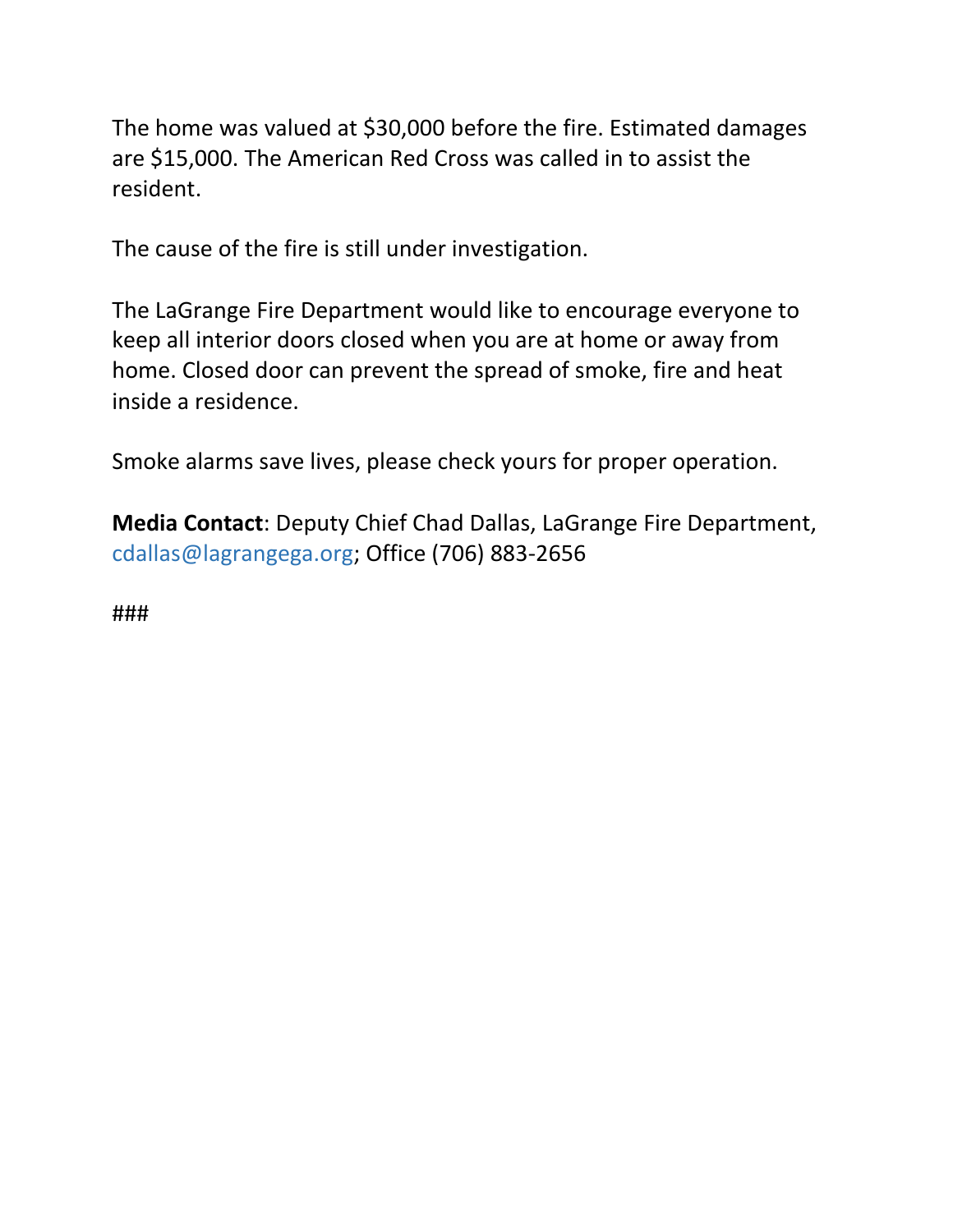The home was valued at $30,000 before the fire. Estimated damages are $15,000. The American Red Cross was called in to assist the resident.

The cause of the fire is still under investigation.

The LaGrange Fire Department would like to encourage everyone to keep all interior doors closed when you are at home or away from home. Closed door can prevent the spread of smoke, fire and heat inside a residence.

Smoke alarms save lives, please check yours for proper operation.

**Media Contact**: Deputy Chief Chad Dallas, LaGrange Fire Department, cdallas@lagrangega.org; Office (706) 883-2656

###